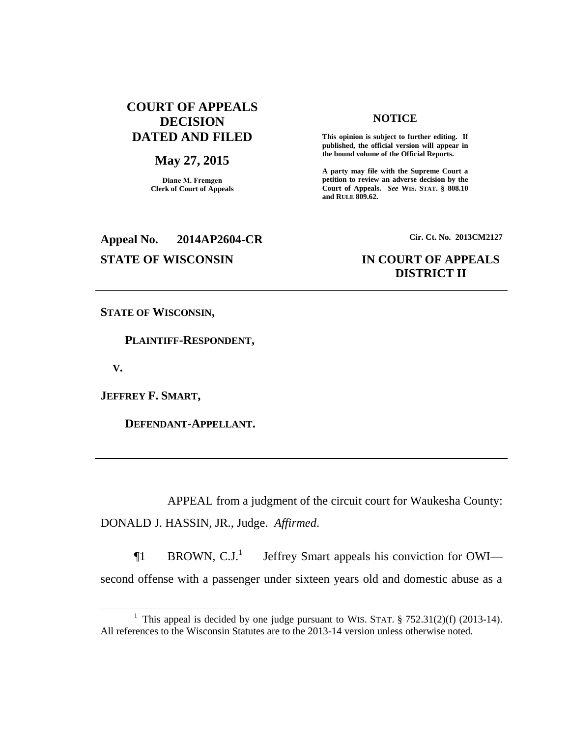**COURT OF APPEALS DECISION DATED AND FILED**

**May 27, 2015**

**Diane M. Fremgen**
**Clerk of Court of Appeals**

**NOTICE**

**This opinion is subject to further editing. If published, the official version will appear in the bound volume of the Official Reports.**

**A party may file with the Supreme Court a petition to review an adverse decision by the Court of Appeals.** ***See*** **WIS. STAT. § 808.10 and RULE 809.62.**

**Appeal No. 2014AP2604-CR**

**Cir. Ct. No. 2013CM2127**

**STATE OF WISCONSIN**

**IN COURT OF APPEALS**
**DISTRICT II**

---

**STATE OF WISCONSIN,**

**PLAINTIFF-RESPONDENT,**

**V.**

**JEFFREY F. SMART,**

**DEFENDANT-APPELLANT.**

---

APPEAL from a judgment of the circuit court for Waukesha County: DONALD J. HASSIN, JR., Judge. *Affirmed*.

¶1 BROWN, C.J.[1] Jeffrey Smart appeals his conviction for OWI—second offense with a passenger under sixteen years old and domestic abuse as a

[1] This appeal is decided by one judge pursuant to WIS. STAT. § 752.31(2)(f) (2013-14). All references to the Wisconsin Statutes are to the 2013-14 version unless otherwise noted.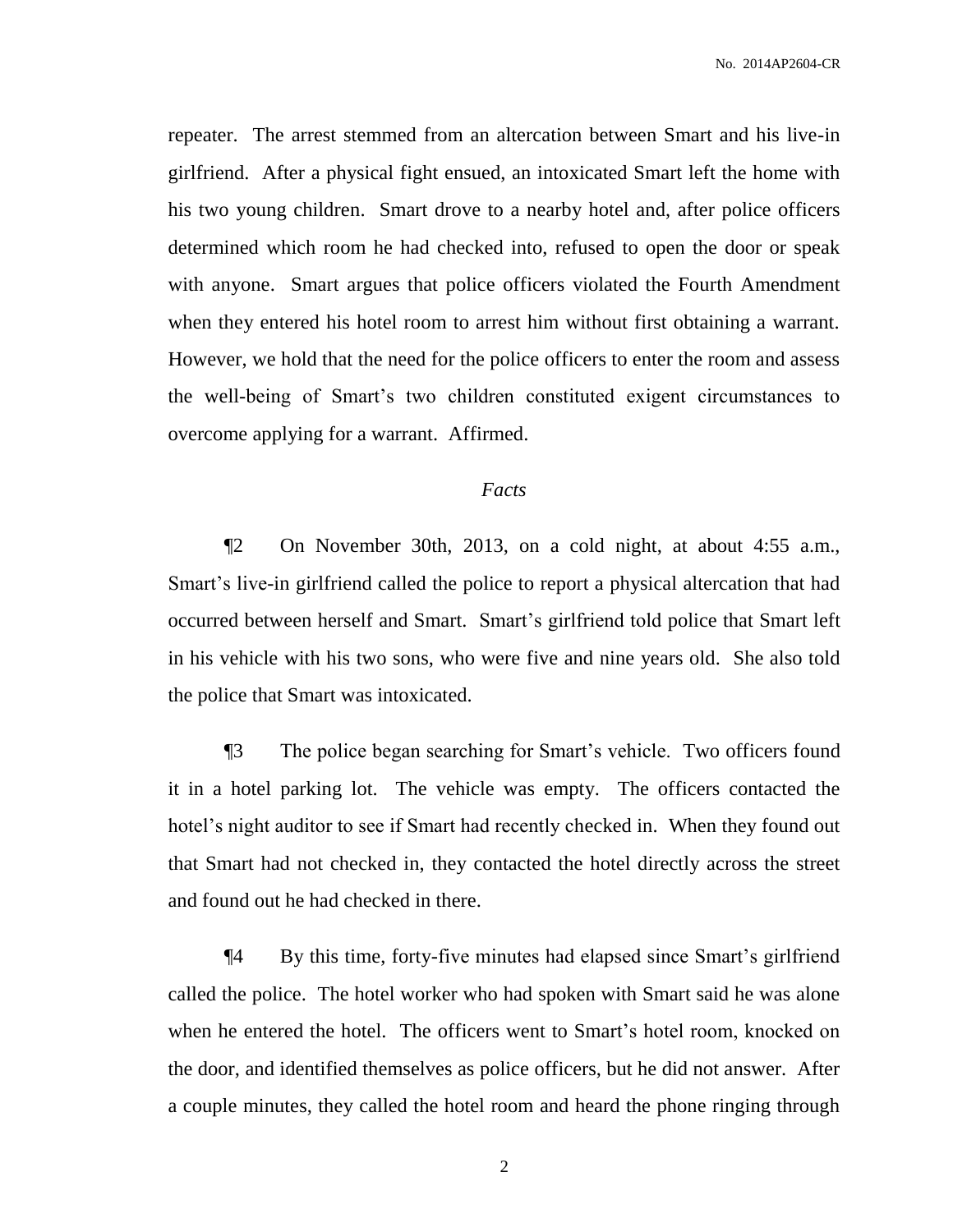repeater. The arrest stemmed from an altercation between Smart and his live-in girlfriend. After a physical fight ensued, an intoxicated Smart left the home with his two young children. Smart drove to a nearby hotel and, after police officers determined which room he had checked into, refused to open the door or speak with anyone. Smart argues that police officers violated the Fourth Amendment when they entered his hotel room to arrest him without first obtaining a warrant. However, we hold that the need for the police officers to enter the room and assess the well-being of Smart's two children constituted exigent circumstances to overcome applying for a warrant. Affirmed.

*Facts*

¶2 On November 30th, 2013, on a cold night, at about 4:55 a.m., Smart's live-in girlfriend called the police to report a physical altercation that had occurred between herself and Smart. Smart's girlfriend told police that Smart left in his vehicle with his two sons, who were five and nine years old. She also told the police that Smart was intoxicated.

¶3 The police began searching for Smart's vehicle. Two officers found it in a hotel parking lot. The vehicle was empty. The officers contacted the hotel's night auditor to see if Smart had recently checked in. When they found out that Smart had not checked in, they contacted the hotel directly across the street and found out he had checked in there.

¶4 By this time, forty-five minutes had elapsed since Smart's girlfriend called the police. The hotel worker who had spoken with Smart said he was alone when he entered the hotel. The officers went to Smart's hotel room, knocked on the door, and identified themselves as police officers, but he did not answer. After a couple minutes, they called the hotel room and heard the phone ringing through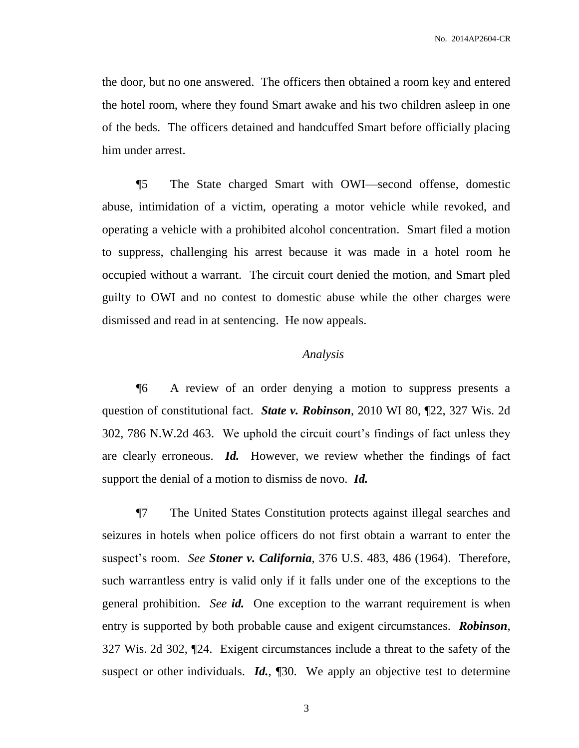the door, but no one answered. The officers then obtained a room key and entered the hotel room, where they found Smart awake and his two children asleep in one of the beds. The officers detained and handcuffed Smart before officially placing him under arrest.

¶5 The State charged Smart with OWI—second offense, domestic abuse, intimidation of a victim, operating a motor vehicle while revoked, and operating a vehicle with a prohibited alcohol concentration. Smart filed a motion to suppress, challenging his arrest because it was made in a hotel room he occupied without a warrant. The circuit court denied the motion, and Smart pled guilty to OWI and no contest to domestic abuse while the other charges were dismissed and read in at sentencing. He now appeals.

*Analysis*

¶6 A review of an order denying a motion to suppress presents a question of constitutional fact. ***State v. Robinson***, 2010 WI 80, ¶22, 327 Wis. 2d 302, 786 N.W.2d 463. We uphold the circuit court's findings of fact unless they are clearly erroneous. ***Id.*** However, we review whether the findings of fact support the denial of a motion to dismiss de novo. ***Id.***

¶7 The United States Constitution protects against illegal searches and seizures in hotels when police officers do not first obtain a warrant to enter the suspect's room. *See* ***Stoner v. California***, 376 U.S. 483, 486 (1964). Therefore, such warrantless entry is valid only if it falls under one of the exceptions to the general prohibition. *See* ***id.*** One exception to the warrant requirement is when entry is supported by both probable cause and exigent circumstances. ***Robinson***, 327 Wis. 2d 302, ¶24. Exigent circumstances include a threat to the safety of the suspect or other individuals. ***Id.***, ¶30. We apply an objective test to determine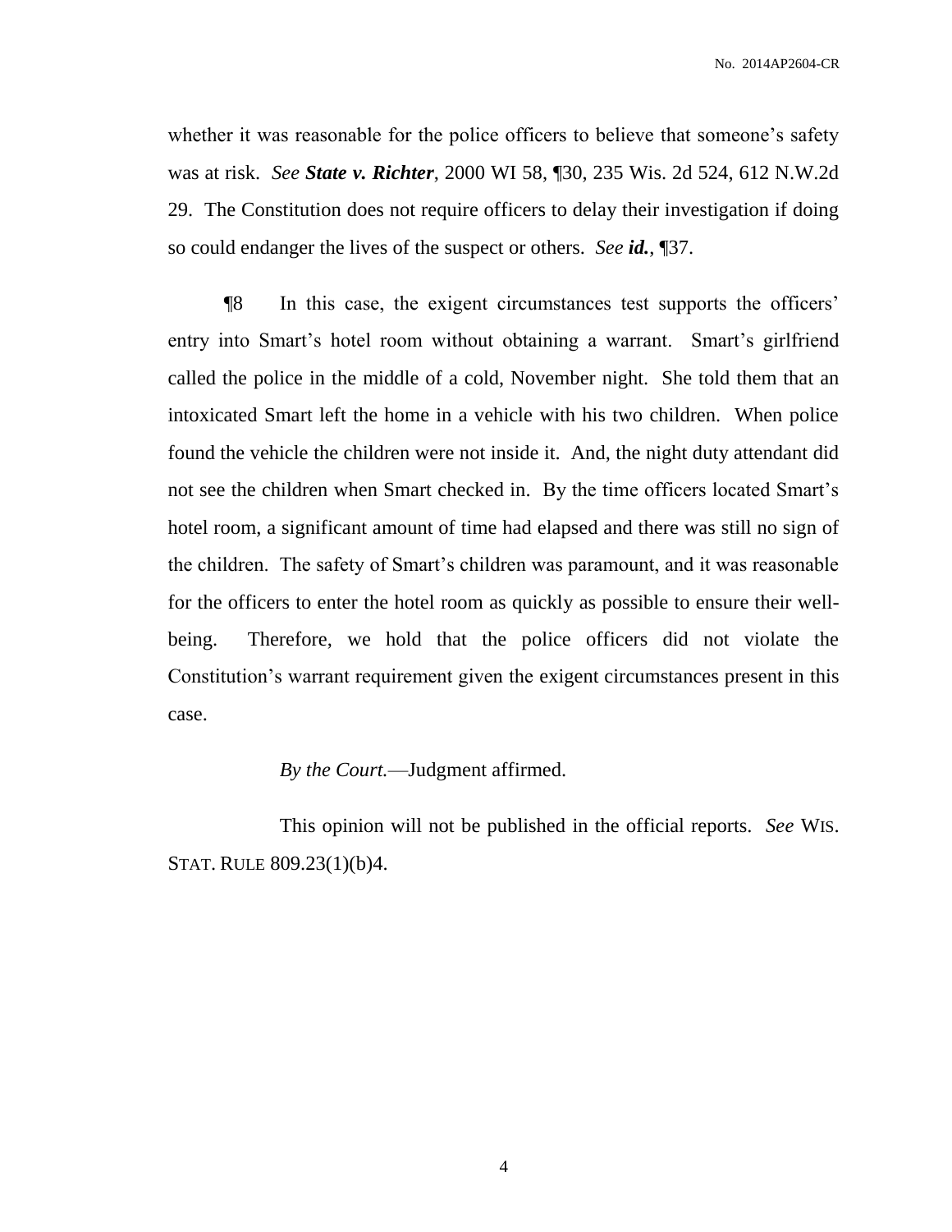whether it was reasonable for the police officers to believe that someone's safety was at risk. *See* ***State v. Richter***, 2000 WI 58, ¶30, 235 Wis. 2d 524, 612 N.W.2d 29. The Constitution does not require officers to delay their investigation if doing so could endanger the lives of the suspect or others. *See* ***id.***, ¶37.

¶8 In this case, the exigent circumstances test supports the officers' entry into Smart's hotel room without obtaining a warrant. Smart's girlfriend called the police in the middle of a cold, November night. She told them that an intoxicated Smart left the home in a vehicle with his two children. When police found the vehicle the children were not inside it. And, the night duty attendant did not see the children when Smart checked in. By the time officers located Smart's hotel room, a significant amount of time had elapsed and there was still no sign of the children. The safety of Smart's children was paramount, and it was reasonable for the officers to enter the hotel room as quickly as possible to ensure their well-being. Therefore, we hold that the police officers did not violate the Constitution's warrant requirement given the exigent circumstances present in this case.

*By the Court.*—Judgment affirmed.

This opinion will not be published in the official reports. *See* WIS. STAT. RULE 809.23(1)(b)4.